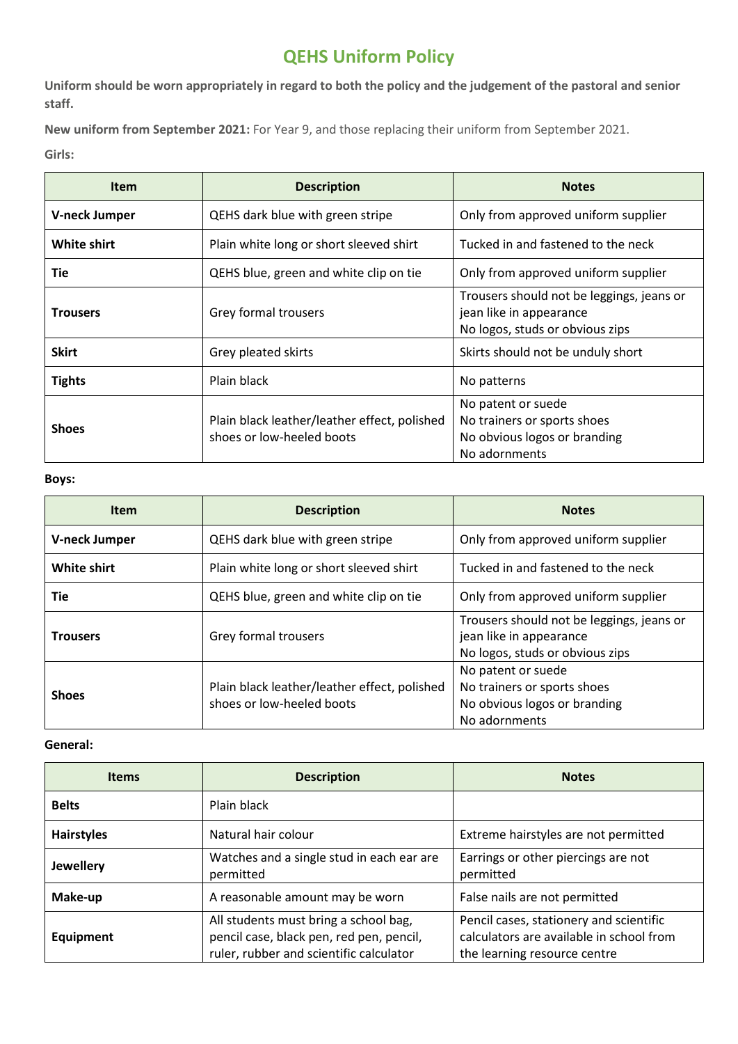# QEHS Uniform Policy

**Uniform should be worn appropriately in regard to both the policy and the judgement of the pastoral and senior staff.**

**New uniform from September 2021:** For Year 9, and those replacing their uniform from September 2021.

**Girls:**

| Item | Description | Notes |
|---|---|---|
| **V-neck Jumper** | QEHS dark blue with green stripe | Only from approved uniform supplier |
| **White shirt** | Plain white long or short sleeved shirt | Tucked in and fastened to the neck |
| **Tie** | QEHS blue, green and white clip on tie | Only from approved uniform supplier |
| **Trousers** | Grey formal trousers | Trousers should not be leggings, jeans or jean like in appearance<br>No logos, studs or obvious zips |
| **Skirt** | Grey pleated skirts | Skirts should not be unduly short |
| **Tights** | Plain black | No patterns |
| **Shoes** | Plain black leather/leather effect, polished shoes or low-heeled boots | No patent or suede<br>No trainers or sports shoes<br>No obvious logos or branding<br>No adornments |

**Boys:**

| Item | Description | Notes |
|---|---|---|
| **V-neck Jumper** | QEHS dark blue with green stripe | Only from approved uniform supplier |
| **White shirt** | Plain white long or short sleeved shirt | Tucked in and fastened to the neck |
| **Tie** | QEHS blue, green and white clip on tie | Only from approved uniform supplier |
| **Trousers** | Grey formal trousers | Trousers should not be leggings, jeans or jean like in appearance<br>No logos, studs or obvious zips |
| **Shoes** | Plain black leather/leather effect, polished shoes or low-heeled boots | No patent or suede<br>No trainers or sports shoes<br>No obvious logos or branding<br>No adornments |

**General:**

| Items | Description | Notes |
|---|---|---|
| **Belts** | Plain black | |
| **Hairstyles** | Natural hair colour | Extreme hairstyles are not permitted |
| **Jewellery** | Watches and a single stud in each ear are permitted | Earrings or other piercings are not permitted |
| **Make-up** | A reasonable amount may be worn | False nails are not permitted |
| **Equipment** | All students must bring a school bag, pencil case, black pen, red pen, pencil, ruler, rubber and scientific calculator | Pencil cases, stationery and scientific calculators are available in school from the learning resource centre |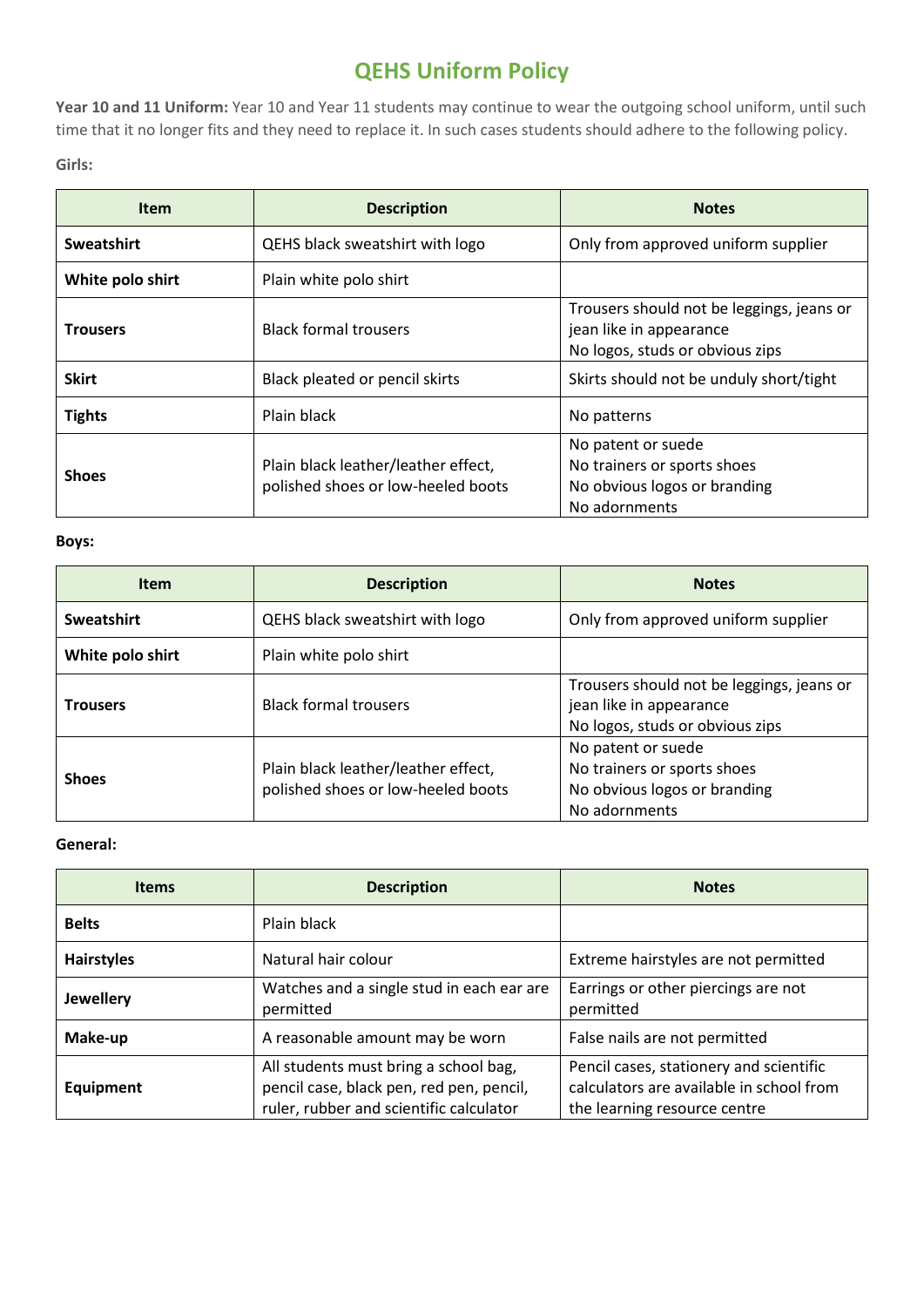# QEHS Uniform Policy

**Year 10 and 11 Uniform:** Year 10 and Year 11 students may continue to wear the outgoing school uniform, until such time that it no longer fits and they need to replace it. In such cases students should adhere to the following policy.

**Girls:**

| Item | Description | Notes |
|---|---|---|
| **Sweatshirt** | QEHS black sweatshirt with logo | Only from approved uniform supplier |
| **White polo shirt** | Plain white polo shirt | |
| **Trousers** | Black formal trousers | Trousers should not be leggings, jeans or jean like in appearance<br>No logos, studs or obvious zips |
| **Skirt** | Black pleated or pencil skirts | Skirts should not be unduly short/tight |
| **Tights** | Plain black | No patterns |
| **Shoes** | Plain black leather/leather effect, polished shoes or low-heeled boots | No patent or suede<br>No trainers or sports shoes<br>No obvious logos or branding<br>No adornments |

**Boys:**

| Item | Description | Notes |
|---|---|---|
| **Sweatshirt** | QEHS black sweatshirt with logo | Only from approved uniform supplier |
| **White polo shirt** | Plain white polo shirt | |
| **Trousers** | Black formal trousers | Trousers should not be leggings, jeans or jean like in appearance<br>No logos, studs or obvious zips |
| **Shoes** | Plain black leather/leather effect, polished shoes or low-heeled boots | No patent or suede<br>No trainers or sports shoes<br>No obvious logos or branding<br>No adornments |

**General:**

| Items | Description | Notes |
|---|---|---|
| **Belts** | Plain black | |
| **Hairstyles** | Natural hair colour | Extreme hairstyles are not permitted |
| **Jewellery** | Watches and a single stud in each ear are permitted | Earrings or other piercings are not permitted |
| **Make-up** | A reasonable amount may be worn | False nails are not permitted |
| **Equipment** | All students must bring a school bag, pencil case, black pen, red pen, pencil, ruler, rubber and scientific calculator | Pencil cases, stationery and scientific calculators are available in school from the learning resource centre |